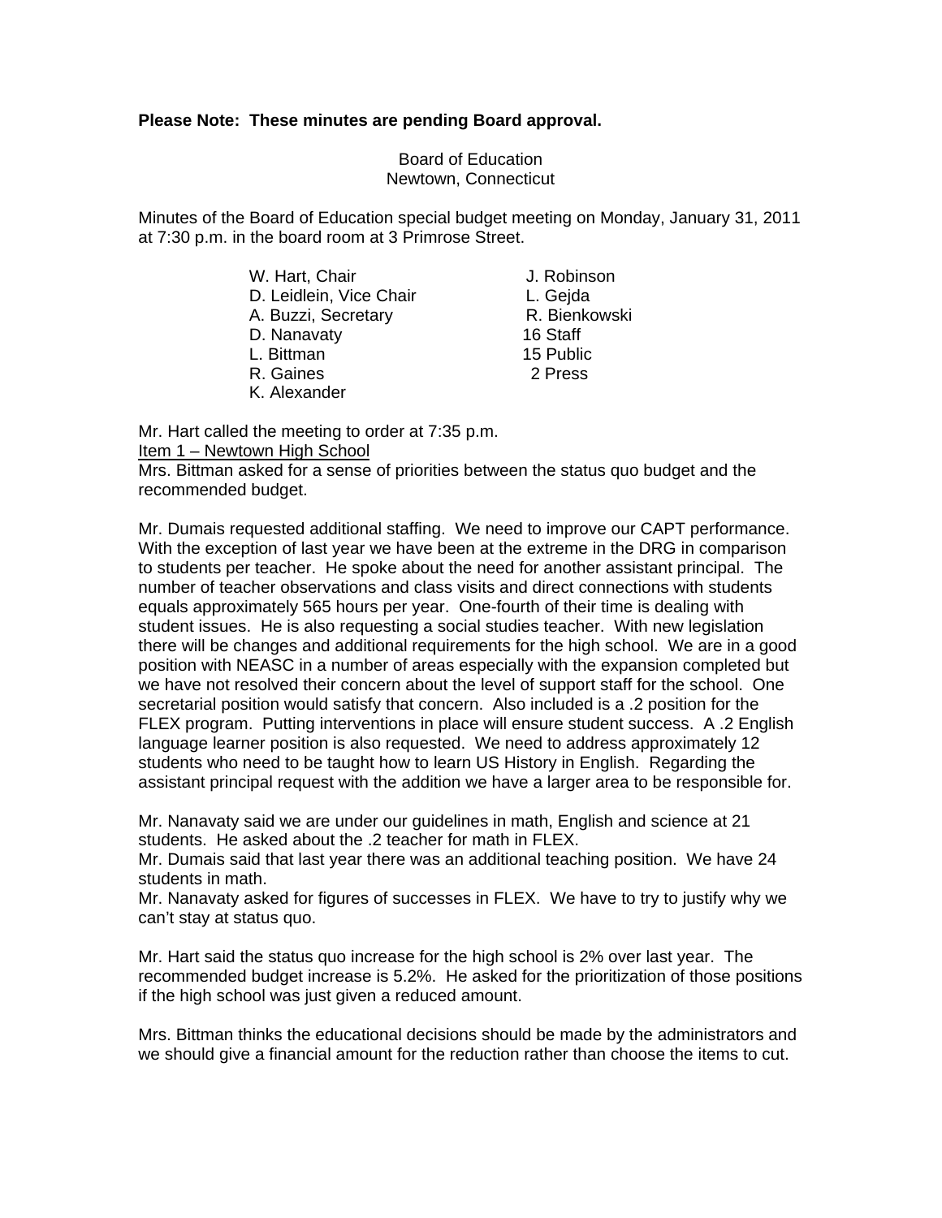**Please Note: These minutes are pending Board approval.**

Board of Education
Newtown, Connecticut

Minutes of the Board of Education special budget meeting on Monday, January 31, 2011 at 7:30 p.m. in the board room at 3 Primrose Street.

| | |
|---|---|
| W. Hart, Chair | J. Robinson |
| D. Leidlein, Vice Chair | L. Gejda |
| A. Buzzi, Secretary | R. Bienkowski |
| D. Nanavaty | 16 Staff |
| L. Bittman | 15 Public |
| R. Gaines | 2 Press |
| K. Alexander | |

Mr. Hart called the meeting to order at 7:35 p.m.

Item 1 – Newtown High School

Mrs. Bittman asked for a sense of priorities between the status quo budget and the recommended budget.

Mr. Dumais requested additional staffing. We need to improve our CAPT performance. With the exception of last year we have been at the extreme in the DRG in comparison to students per teacher. He spoke about the need for another assistant principal. The number of teacher observations and class visits and direct connections with students equals approximately 565 hours per year. One-fourth of their time is dealing with student issues. He is also requesting a social studies teacher. With new legislation there will be changes and additional requirements for the high school. We are in a good position with NEASC in a number of areas especially with the expansion completed but we have not resolved their concern about the level of support staff for the school. One secretarial position would satisfy that concern. Also included is a .2 position for the FLEX program. Putting interventions in place will ensure student success. A .2 English language learner position is also requested. We need to address approximately 12 students who need to be taught how to learn US History in English. Regarding the assistant principal request with the addition we have a larger area to be responsible for.

Mr. Nanavaty said we are under our guidelines in math, English and science at 21 students. He asked about the .2 teacher for math in FLEX.

Mr. Dumais said that last year there was an additional teaching position. We have 24 students in math.

Mr. Nanavaty asked for figures of successes in FLEX. We have to try to justify why we can't stay at status quo.

Mr. Hart said the status quo increase for the high school is 2% over last year. The recommended budget increase is 5.2%. He asked for the prioritization of those positions if the high school was just given a reduced amount.

Mrs. Bittman thinks the educational decisions should be made by the administrators and we should give a financial amount for the reduction rather than choose the items to cut.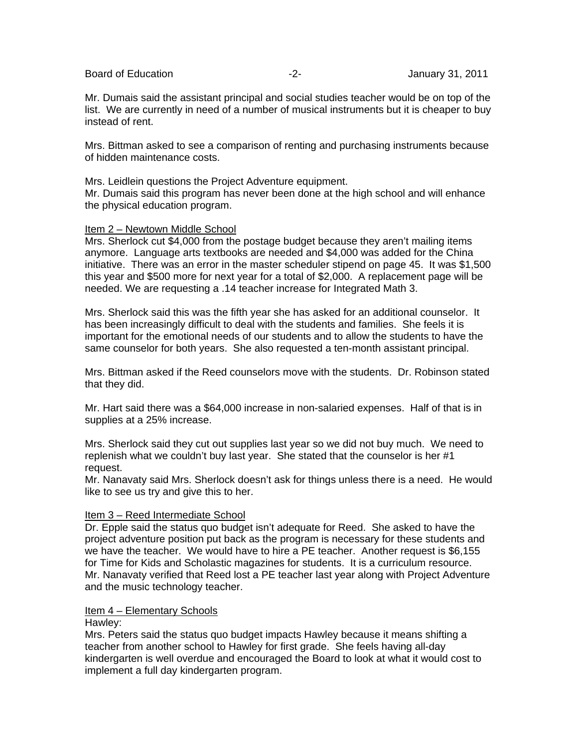Mr. Dumais said the assistant principal and social studies teacher would be on top of the list. We are currently in need of a number of musical instruments but it is cheaper to buy instead of rent.

Mrs. Bittman asked to see a comparison of renting and purchasing instruments because of hidden maintenance costs.

Mrs. Leidlein questions the Project Adventure equipment.
Mr. Dumais said this program has never been done at the high school and will enhance the physical education program.

Item 2 – Newtown Middle School
Mrs. Sherlock cut $4,000 from the postage budget because they aren't mailing items anymore. Language arts textbooks are needed and $4,000 was added for the China initiative. There was an error in the master scheduler stipend on page 45. It was $1,500 this year and $500 more for next year for a total of $2,000. A replacement page will be needed. We are requesting a .14 teacher increase for Integrated Math 3.

Mrs. Sherlock said this was the fifth year she has asked for an additional counselor. It has been increasingly difficult to deal with the students and families. She feels it is important for the emotional needs of our students and to allow the students to have the same counselor for both years. She also requested a ten-month assistant principal.

Mrs. Bittman asked if the Reed counselors move with the students. Dr. Robinson stated that they did.

Mr. Hart said there was a $64,000 increase in non-salaried expenses. Half of that is in supplies at a 25% increase.

Mrs. Sherlock said they cut out supplies last year so we did not buy much. We need to replenish what we couldn't buy last year. She stated that the counselor is her #1 request.
Mr. Nanavaty said Mrs. Sherlock doesn't ask for things unless there is a need. He would like to see us try and give this to her.

Item 3 – Reed Intermediate School
Dr. Epple said the status quo budget isn't adequate for Reed. She asked to have the project adventure position put back as the program is necessary for these students and we have the teacher. We would have to hire a PE teacher. Another request is $6,155 for Time for Kids and Scholastic magazines for students. It is a curriculum resource.
Mr. Nanavaty verified that Reed lost a PE teacher last year along with Project Adventure and the music technology teacher.

Item 4 – Elementary Schools
Hawley:
Mrs. Peters said the status quo budget impacts Hawley because it means shifting a teacher from another school to Hawley for first grade. She feels having all-day kindergarten is well overdue and encouraged the Board to look at what it would cost to implement a full day kindergarten program.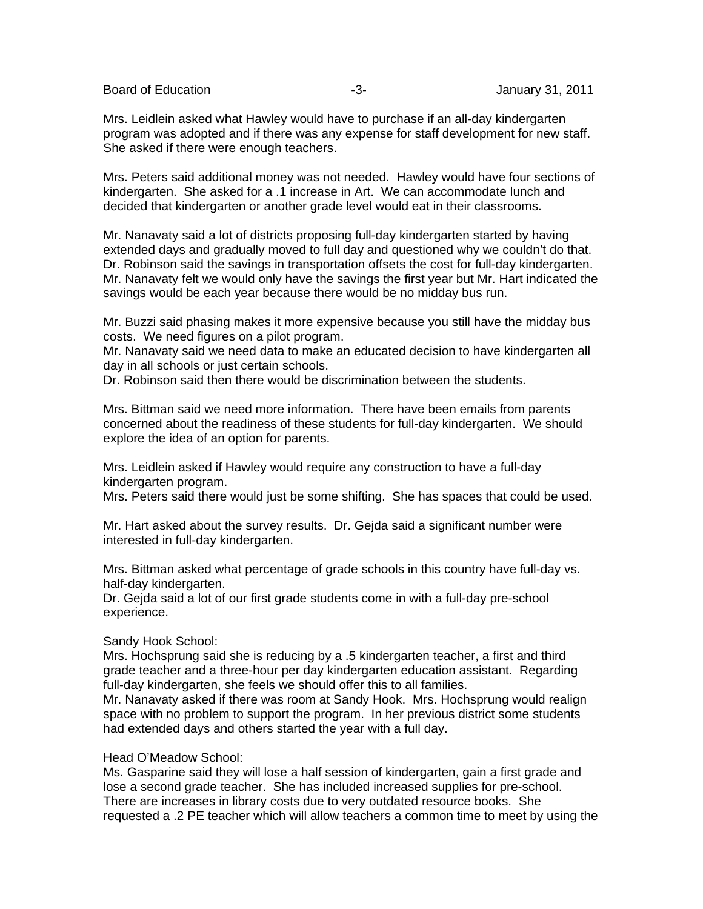Mrs. Leidlein asked what Hawley would have to purchase if an all-day kindergarten program was adopted and if there was any expense for staff development for new staff. She asked if there were enough teachers.

Mrs. Peters said additional money was not needed. Hawley would have four sections of kindergarten. She asked for a .1 increase in Art. We can accommodate lunch and decided that kindergarten or another grade level would eat in their classrooms.

Mr. Nanavaty said a lot of districts proposing full-day kindergarten started by having extended days and gradually moved to full day and questioned why we couldn't do that. Dr. Robinson said the savings in transportation offsets the cost for full-day kindergarten. Mr. Nanavaty felt we would only have the savings the first year but Mr. Hart indicated the savings would be each year because there would be no midday bus run.

Mr. Buzzi said phasing makes it more expensive because you still have the midday bus costs. We need figures on a pilot program.
Mr. Nanavaty said we need data to make an educated decision to have kindergarten all day in all schools or just certain schools.
Dr. Robinson said then there would be discrimination between the students.

Mrs. Bittman said we need more information. There have been emails from parents concerned about the readiness of these students for full-day kindergarten. We should explore the idea of an option for parents.

Mrs. Leidlein asked if Hawley would require any construction to have a full-day kindergarten program.
Mrs. Peters said there would just be some shifting. She has spaces that could be used.

Mr. Hart asked about the survey results. Dr. Gejda said a significant number were interested in full-day kindergarten.

Mrs. Bittman asked what percentage of grade schools in this country have full-day vs. half-day kindergarten.
Dr. Gejda said a lot of our first grade students come in with a full-day pre-school experience.

Sandy Hook School:
Mrs. Hochsprung said she is reducing by a .5 kindergarten teacher, a first and third grade teacher and a three-hour per day kindergarten education assistant. Regarding full-day kindergarten, she feels we should offer this to all families.
Mr. Nanavaty asked if there was room at Sandy Hook. Mrs. Hochsprung would realign space with no problem to support the program. In her previous district some students had extended days and others started the year with a full day.

Head O'Meadow School:
Ms. Gasparine said they will lose a half session of kindergarten, gain a first grade and lose a second grade teacher. She has included increased supplies for pre-school. There are increases in library costs due to very outdated resource books. She requested a .2 PE teacher which will allow teachers a common time to meet by using the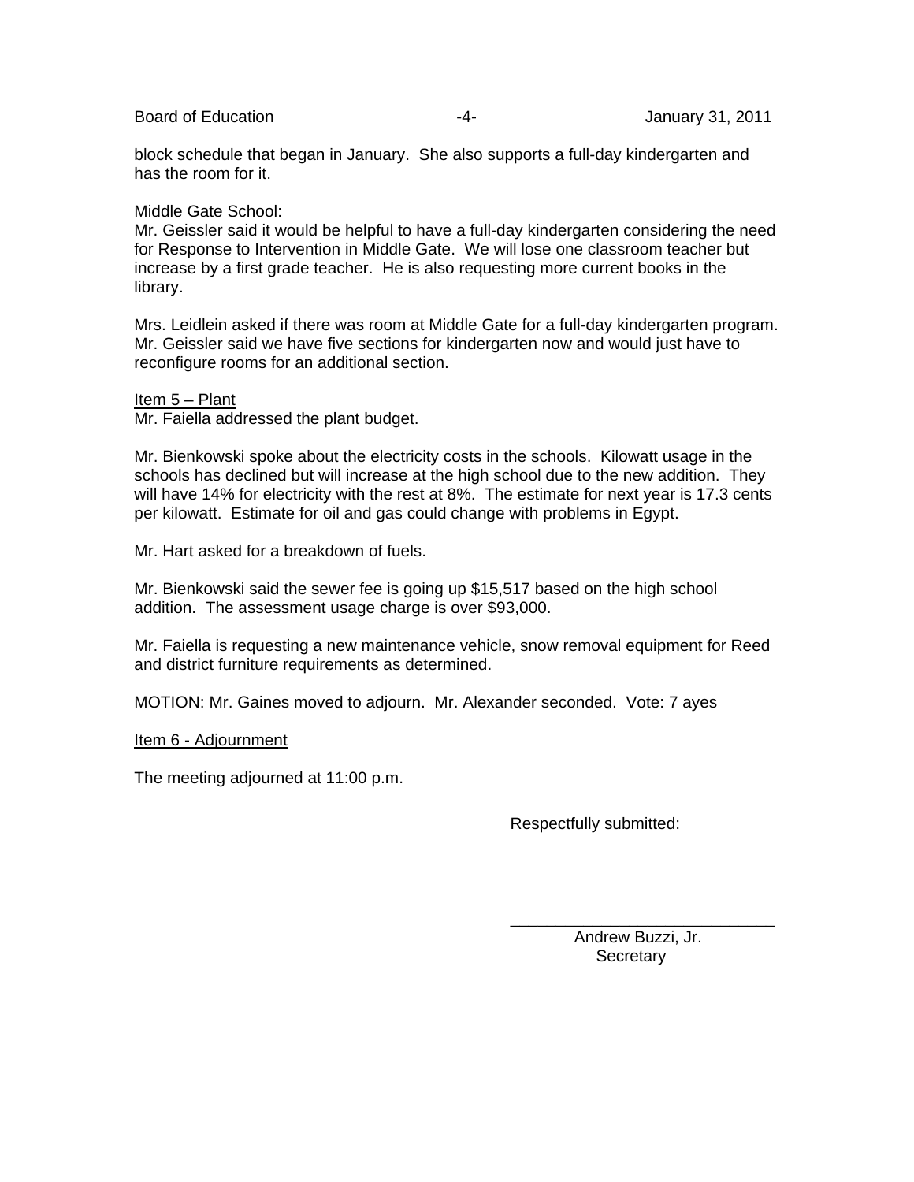block schedule that began in January. She also supports a full-day kindergarten and has the room for it.

Middle Gate School:
Mr. Geissler said it would be helpful to have a full-day kindergarten considering the need for Response to Intervention in Middle Gate. We will lose one classroom teacher but increase by a first grade teacher. He is also requesting more current books in the library.

Mrs. Leidlein asked if there was room at Middle Gate for a full-day kindergarten program. Mr. Geissler said we have five sections for kindergarten now and would just have to reconfigure rooms for an additional section.

<u>Item 5 – Plant</u>
Mr. Faiella addressed the plant budget.

Mr. Bienkowski spoke about the electricity costs in the schools. Kilowatt usage in the schools has declined but will increase at the high school due to the new addition. They will have 14% for electricity with the rest at 8%. The estimate for next year is 17.3 cents per kilowatt. Estimate for oil and gas could change with problems in Egypt.

Mr. Hart asked for a breakdown of fuels.

Mr. Bienkowski said the sewer fee is going up $15,517 based on the high school addition. The assessment usage charge is over $93,000.

Mr. Faiella is requesting a new maintenance vehicle, snow removal equipment for Reed and district furniture requirements as determined.

MOTION: Mr. Gaines moved to adjourn. Mr. Alexander seconded. Vote: 7 ayes

<u>Item 6 - Adjournment</u>

The meeting adjourned at 11:00 p.m.

Respectfully submitted:

\_\_\_\_\_\_\_\_\_\_\_\_\_\_\_\_\_\_\_\_\_\_\_\_\_\_\_\_\_\_
Andrew Buzzi, Jr.
Secretary